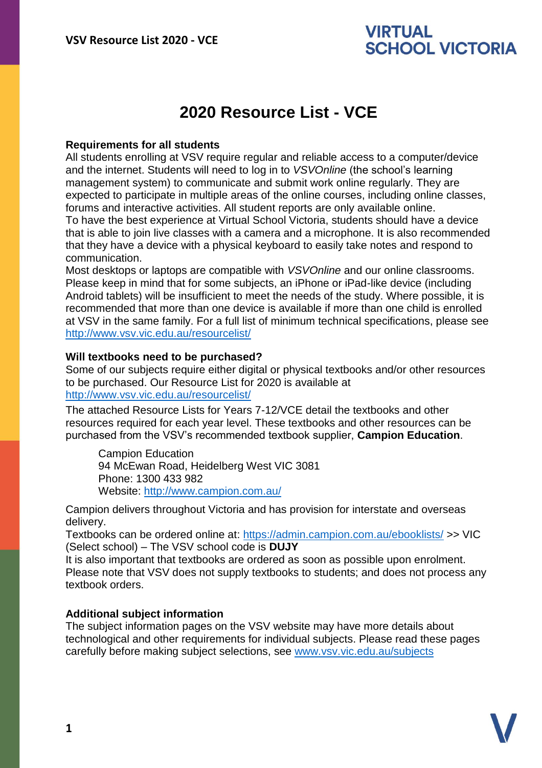# 2020 Resource List - VCE

**Requirements for all students**

All students enrolling at VSV require regular and reliable access to a computer/device and the internet. Students will need to log in to *VSVOnline* (the school's learning management system) to communicate and submit work online regularly. They are expected to participate in multiple areas of the online courses, including online classes, forums and interactive activities. All student reports are only available online.

To have the best experience at Virtual School Victoria, students should have a device that is able to join live classes with a camera and a microphone. It is also recommended that they have a device with a physical keyboard to easily take notes and respond to communication.

Most desktops or laptops are compatible with *VSVOnline* and our online classrooms. Please keep in mind that for some subjects, an iPhone or iPad-like device (including Android tablets) will be insufficient to meet the needs of the study. Where possible, it is recommended that more than one device is available if more than one child is enrolled at VSV in the same family. For a full list of minimum technical specifications, please see http://www.vsv.vic.edu.au/resourcelist/

**Will textbooks need to be purchased?**

Some of our subjects require either digital or physical textbooks and/or other resources to be purchased. Our Resource List for 2020 is available at http://www.vsv.vic.edu.au/resourcelist/

The attached Resource Lists for Years 7-12/VCE detail the textbooks and other resources required for each year level. These textbooks and other resources can be purchased from the VSV's recommended textbook supplier, **Campion Education**.

> Campion Education
> 94 McEwan Road, Heidelberg West VIC 3081
> Phone: 1300 433 982
> Website: http://www.campion.com.au/

Campion delivers throughout Victoria and has provision for interstate and overseas delivery.

Textbooks can be ordered online at: https://admin.campion.com.au/ebooklists/ >> VIC (Select school) – The VSV school code is **DUJY**

It is also important that textbooks are ordered as soon as possible upon enrolment. Please note that VSV does not supply textbooks to students; and does not process any textbook orders.

**Additional subject information**

The subject information pages on the VSV website may have more details about technological and other requirements for individual subjects. Please read these pages carefully before making subject selections, see www.vsv.vic.edu.au/subjects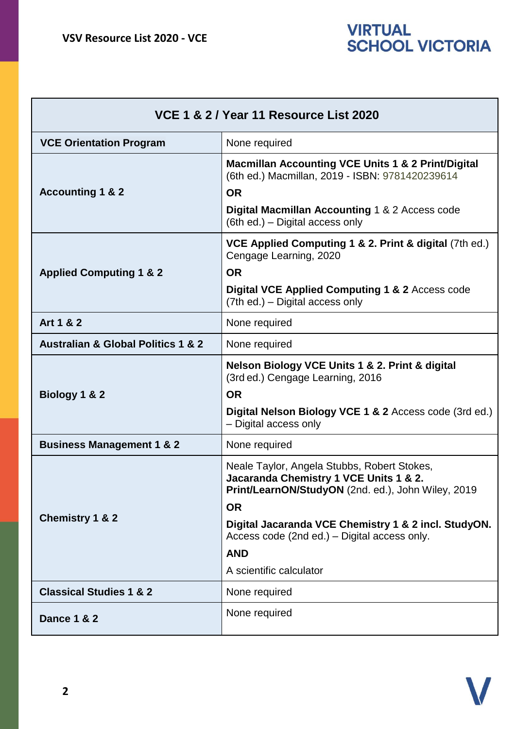| VCE 1 & 2 / Year 11 Resource List 2020 | |
|---|---|
| **VCE Orientation Program** | None required |
| **Accounting 1 & 2** | **Macmillan Accounting VCE Units 1 & 2 Print/Digital** (6th ed.) Macmillan, 2019 - ISBN: 9781420239614<br>**OR**<br>**Digital Macmillan Accounting** 1 & 2 Access code (6th ed.) – Digital access only |
| **Applied Computing 1 & 2** | **VCE Applied Computing 1 & 2. Print & digital** (7th ed.) Cengage Learning, 2020<br>**OR**<br>**Digital VCE Applied Computing 1 & 2** Access code (7th ed.) – Digital access only |
| **Art 1 & 2** | None required |
| **Australian & Global Politics 1 & 2** | None required |
| **Biology 1 & 2** | **Nelson Biology VCE Units 1 & 2. Print & digital** (3rd ed.) Cengage Learning, 2016<br>**OR**<br>**Digital Nelson Biology VCE 1 & 2** Access code (3rd ed.) – Digital access only |
| **Business Management 1 & 2** | None required |
| **Chemistry 1 & 2** | Neale Taylor, Angela Stubbs, Robert Stokes, **Jacaranda Chemistry 1 VCE Units 1 & 2. Print/LearnON/StudyON** (2nd. ed.), John Wiley, 2019<br>**OR**<br>**Digital Jacaranda VCE Chemistry 1 & 2 incl. StudyON.** Access code (2nd ed.) – Digital access only.<br>**AND**<br>A scientific calculator |
| **Classical Studies 1 & 2** | None required |
| **Dance 1 & 2** | None required |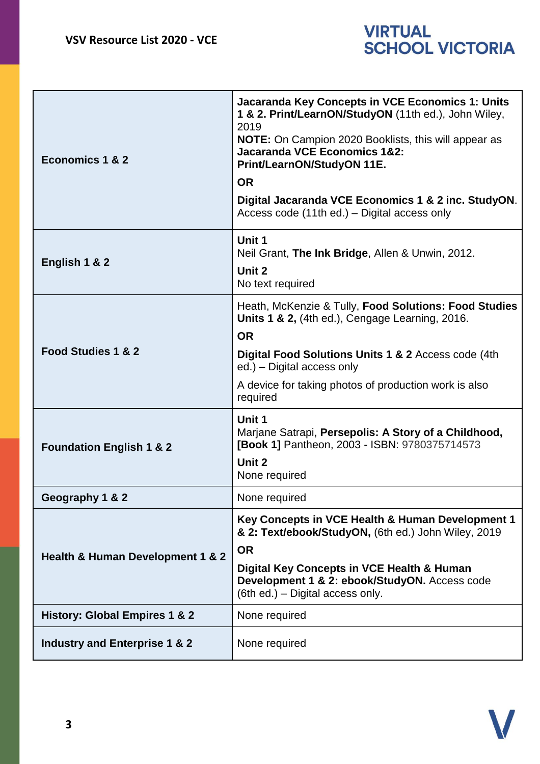| | |
|---|---|
| **Economics 1 & 2** | **Jacaranda Key Concepts in VCE Economics 1: Units 1 & 2. Print/LearnON/StudyON** (11th ed.), John Wiley, 2019<br>**NOTE:** On Campion 2020 Booklists, this will appear as **Jacaranda VCE Economics 1&2: Print/LearnON/StudyON 11E.**<br>**OR**<br>**Digital Jacaranda VCE Economics 1 & 2 inc. StudyON**. Access code (11th ed.) – Digital access only |
| **English 1 & 2** | **Unit 1**<br>Neil Grant, **The Ink Bridge**, Allen & Unwin, 2012.<br>**Unit 2**<br>No text required |
| **Food Studies 1 & 2** | Heath, McKenzie & Tully, **Food Solutions: Food Studies Units 1 & 2,** (4th ed.), Cengage Learning, 2016.<br>**OR**<br>**Digital Food Solutions Units 1 & 2** Access code (4th ed.) – Digital access only<br>A device for taking photos of production work is also required |
| **Foundation English 1 & 2** | **Unit 1**<br>Marjane Satrapi, **Persepolis: A Story of a Childhood, [Book 1]** Pantheon, 2003 - ISBN: 9780375714573<br>**Unit 2**<br>None required |
| **Geography 1 & 2** | None required |
| **Health & Human Development 1 & 2** | **Key Concepts in VCE Health & Human Development 1 & 2: Text/ebook/StudyON,** (6th ed.) John Wiley, 2019<br>**OR**<br>**Digital Key Concepts in VCE Health & Human Development 1 & 2: ebook/StudyON.** Access code (6th ed.) – Digital access only. |
| **History: Global Empires 1 & 2** | None required |
| **Industry and Enterprise 1 & 2** | None required |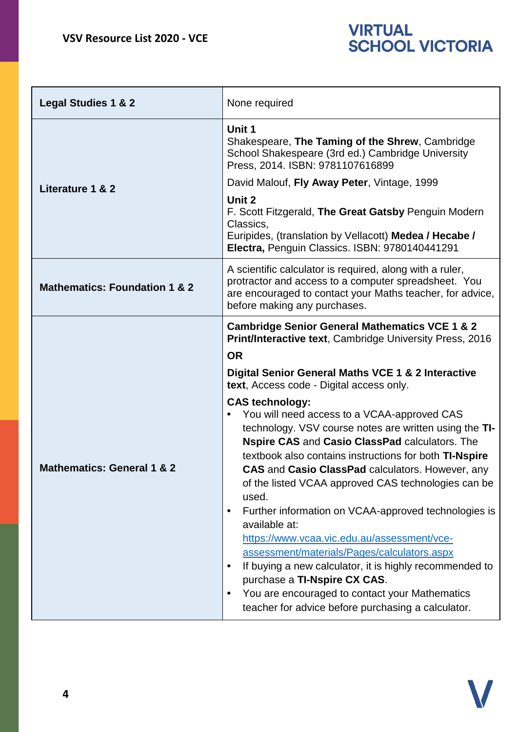| | |
|---|---|
| **Legal Studies 1 & 2** | None required |
| **Literature 1 & 2** | **Unit 1**<br>Shakespeare, **The Taming of the Shrew**, Cambridge School Shakespeare (3rd ed.) Cambridge University Press, 2014. ISBN: 9781107616899<br>David Malouf, **Fly Away Peter**, Vintage, 1999<br>**Unit 2**<br>F. Scott Fitzgerald, **The Great Gatsby** Penguin Modern Classics,<br>Euripides, (translation by Vellacott) **Medea / Hecabe / Electra,** Penguin Classics. ISBN: 9780140441291 |
| **Mathematics: Foundation 1 & 2** | A scientific calculator is required, along with a ruler, protractor and access to a computer spreadsheet. You are encouraged to contact your Maths teacher, for advice, before making any purchases. |
| **Mathematics: General 1 & 2** | **Cambridge Senior General Mathematics VCE 1 & 2 Print/Interactive text**, Cambridge University Press, 2016<br>**OR**<br>**Digital Senior General Maths VCE 1 & 2 Interactive text**, Access code - Digital access only.<br>**CAS technology:**<br>• You will need access to a VCAA-approved CAS technology. VSV course notes are written using the **TI-Nspire CAS** and **Casio ClassPad** calculators. The textbook also contains instructions for both **TI-Nspire CAS** and **Casio ClassPad** calculators. However, any of the listed VCAA approved CAS technologies can be used.<br>• Further information on VCAA-approved technologies is available at: https://www.vcaa.vic.edu.au/assessment/vce-assessment/materials/Pages/calculators.aspx<br>• If buying a new calculator, it is highly recommended to purchase a **TI-Nspire CX CAS**.<br>• You are encouraged to contact your Mathematics teacher for advice before purchasing a calculator. |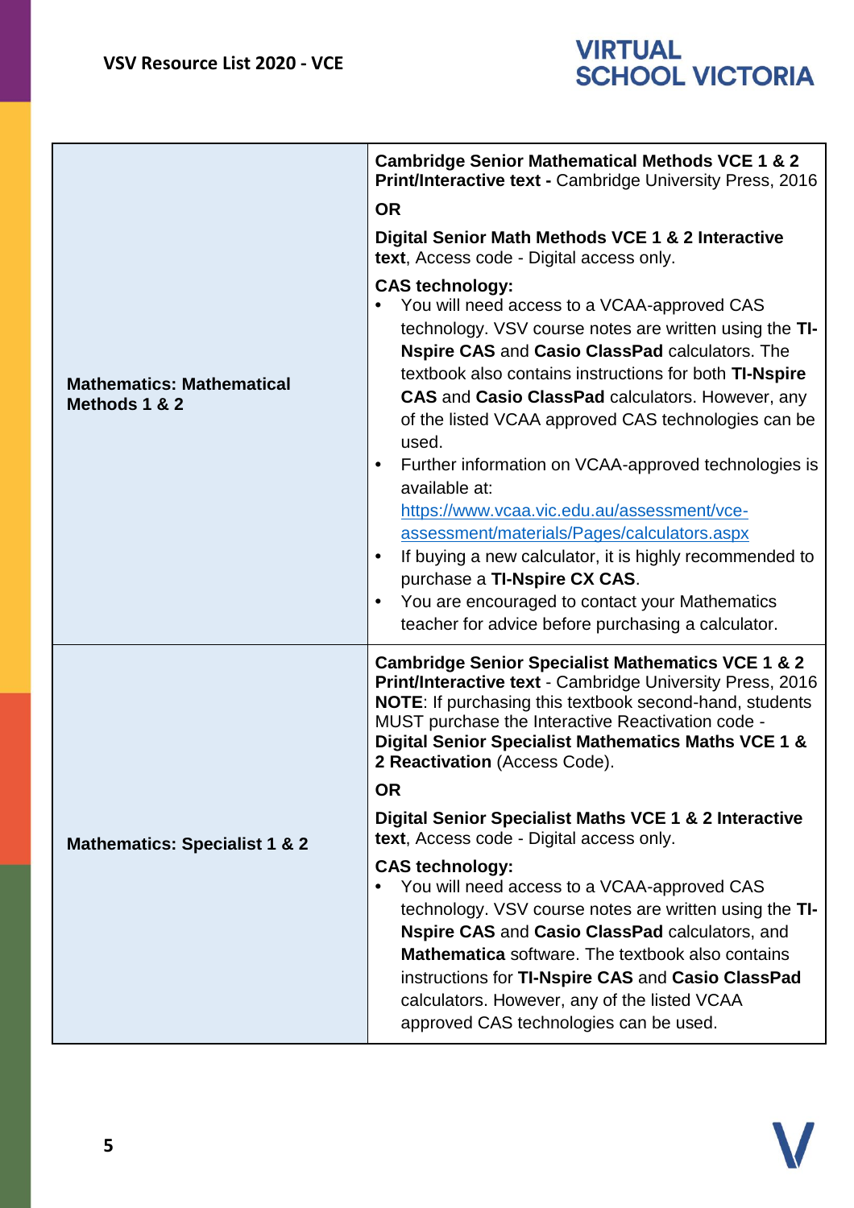| | |
|---|---|
| **Mathematics: Mathematical Methods 1 & 2** | **Cambridge Senior Mathematical Methods VCE 1 & 2 Print/Interactive text -** Cambridge University Press, 2016<br><br>**OR**<br><br>**Digital Senior Math Methods VCE 1 & 2 Interactive text**, Access code - Digital access only.<br><br>**CAS technology:**<br>• You will need access to a VCAA-approved CAS technology. VSV course notes are written using the **TI-Nspire CAS** and **Casio ClassPad** calculators. The textbook also contains instructions for both **TI-Nspire CAS** and **Casio ClassPad** calculators. However, any of the listed VCAA approved CAS technologies can be used.<br>• Further information on VCAA-approved technologies is available at: [https://www.vcaa.vic.edu.au/assessment/vce-assessment/materials/Pages/calculators.aspx](https://www.vcaa.vic.edu.au/assessment/vce-assessment/materials/Pages/calculators.aspx)<br>• If buying a new calculator, it is highly recommended to purchase a **TI-Nspire CX CAS**.<br>• You are encouraged to contact your Mathematics teacher for advice before purchasing a calculator. |
| **Mathematics: Specialist 1 & 2** | **Cambridge Senior Specialist Mathematics VCE 1 & 2 Print/Interactive text** - Cambridge University Press, 2016<br>**NOTE**: If purchasing this textbook second-hand, students MUST purchase the Interactive Reactivation code - **Digital Senior Specialist Mathematics Maths VCE 1 & 2 Reactivation** (Access Code).<br><br>**OR**<br><br>**Digital Senior Specialist Maths VCE 1 & 2 Interactive text**, Access code - Digital access only.<br><br>**CAS technology:**<br>• You will need access to a VCAA-approved CAS technology. VSV course notes are written using the **TI-Nspire CAS** and **Casio ClassPad** calculators, and **Mathematica** software. The textbook also contains instructions for **TI-Nspire CAS** and **Casio ClassPad** calculators. However, any of the listed VCAA approved CAS technologies can be used. |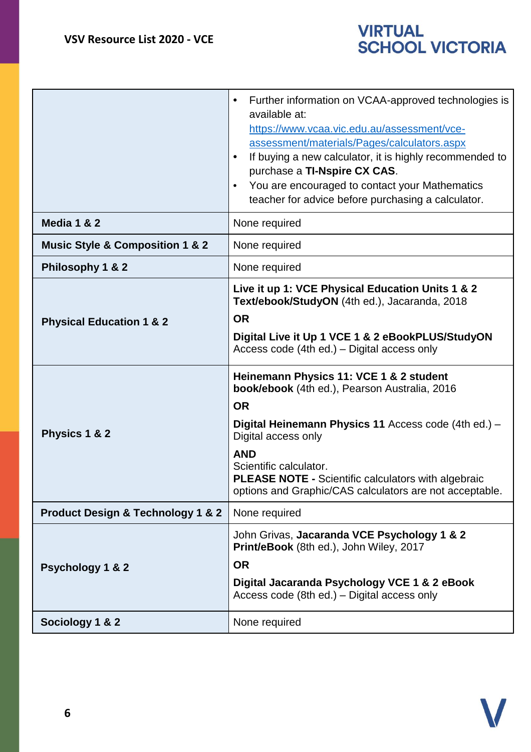| | |
|---|---|
| | • Further information on VCAA-approved technologies is available at: [https://www.vcaa.vic.edu.au/assessment/vce-assessment/materials/Pages/calculators.aspx](https://www.vcaa.vic.edu.au/assessment/vce-assessment/materials/Pages/calculators.aspx) <br> • If buying a new calculator, it is highly recommended to purchase a **TI-Nspire CX CAS**. <br> • You are encouraged to contact your Mathematics teacher for advice before purchasing a calculator. |
| **Media 1 & 2** | None required |
| **Music Style & Composition 1 & 2** | None required |
| **Philosophy 1 & 2** | None required |
| **Physical Education 1 & 2** | **Live it up 1: VCE Physical Education Units 1 & 2 Text/ebook/StudyON** (4th ed.), Jacaranda, 2018 <br> **OR** <br> **Digital Live it Up 1 VCE 1 & 2 eBookPLUS/StudyON** Access code (4th ed.) – Digital access only |
| **Physics 1 & 2** | **Heinemann Physics 11: VCE 1 & 2 student book/ebook** (4th ed.), Pearson Australia, 2016 <br> **OR** <br> **Digital Heinemann Physics 11** Access code (4th ed.) – Digital access only <br> **AND** <br> Scientific calculator. <br> **PLEASE NOTE -** Scientific calculators with algebraic options and Graphic/CAS calculators are not acceptable. |
| **Product Design & Technology 1 & 2** | None required |
| **Psychology 1 & 2** | John Grivas, **Jacaranda VCE Psychology 1 & 2 Print/eBook** (8th ed.), John Wiley, 2017 <br> **OR** <br> **Digital Jacaranda Psychology VCE 1 & 2 eBook** Access code (8th ed.) – Digital access only |
| **Sociology 1 & 2** | None required |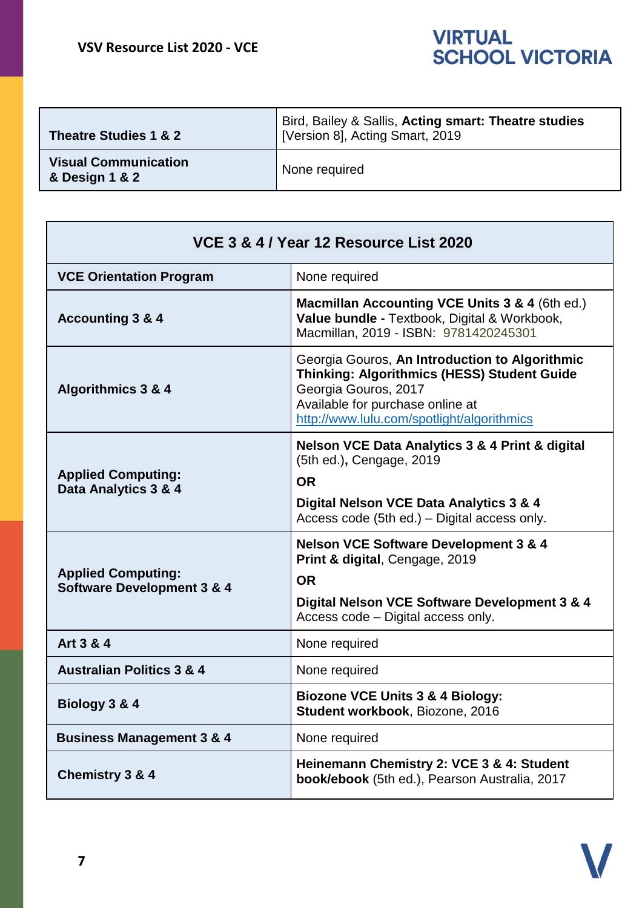| | |
|---|---|
| **Theatre Studies 1 & 2** | Bird, Bailey & Sallis, **Acting smart: Theatre studies** [Version 8], Acting Smart, 2019 |
| **Visual Communication & Design 1 & 2** | None required |

| **VCE 3 & 4 / Year 12 Resource List 2020** | |
|---|---|
| **VCE Orientation Program** | None required |
| **Accounting 3 & 4** | **Macmillan Accounting VCE Units 3 & 4** (6th ed.) **Value bundle -** Textbook, Digital & Workbook, Macmillan, 2019 - ISBN: 9781420245301 |
| **Algorithmics 3 & 4** | Georgia Gouros, **An Introduction to Algorithmic Thinking: Algorithmics (HESS) Student Guide** Georgia Gouros, 2017 Available for purchase online at http://www.lulu.com/spotlight/algorithmics |
| **Applied Computing: Data Analytics 3 & 4** | **Nelson VCE Data Analytics 3 & 4 Print & digital** (5th ed.)**,** Cengage, 2019 **OR** **Digital Nelson VCE Data Analytics 3 & 4** Access code (5th ed.) – Digital access only. |
| **Applied Computing: Software Development 3 & 4** | **Nelson VCE Software Development 3 & 4 Print & digital**, Cengage, 2019 **OR** **Digital Nelson VCE Software Development 3 & 4** Access code – Digital access only. |
| **Art 3 & 4** | None required |
| **Australian Politics 3 & 4** | None required |
| **Biology 3 & 4** | **Biozone VCE Units 3 & 4 Biology: Student workbook**, Biozone, 2016 |
| **Business Management 3 & 4** | None required |
| **Chemistry 3 & 4** | **Heinemann Chemistry 2: VCE 3 & 4: Student book/ebook** (5th ed.), Pearson Australia, 2017 |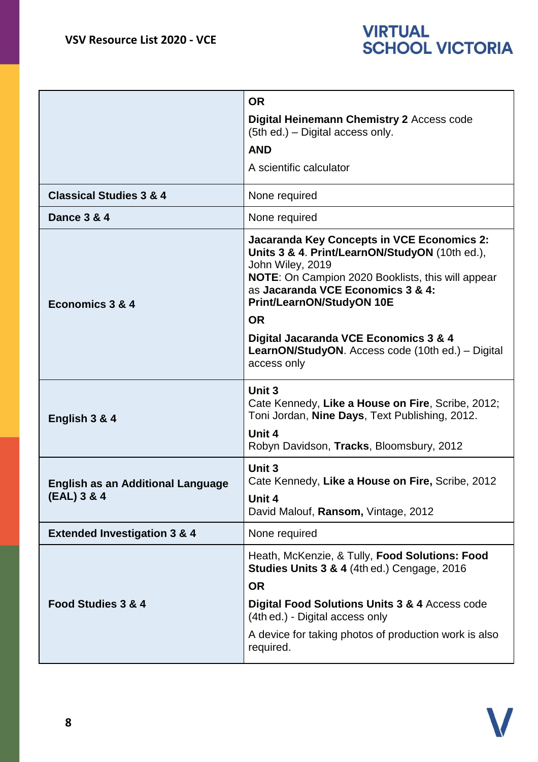| | |
|---|---|
| | **OR**<br>**Digital Heinemann Chemistry 2** Access code (5th ed.) – Digital access only.<br>**AND**<br>A scientific calculator |
| **Classical Studies 3 & 4** | None required |
| **Dance 3 & 4** | None required |
| **Economics 3 & 4** | **Jacaranda Key Concepts in VCE Economics 2: Units 3 & 4**. **Print/LearnON/StudyON** (10th ed.), John Wiley, 2019<br>**NOTE**: On Campion 2020 Booklists, this will appear as **Jacaranda VCE Economics 3 & 4: Print/LearnON/StudyON 10E**<br>**OR**<br>**Digital Jacaranda VCE Economics 3 & 4 LearnON/StudyON**. Access code (10th ed.) – Digital access only |
| **English 3 & 4** | **Unit 3**<br>Cate Kennedy, **Like a House on Fire**, Scribe, 2012; Toni Jordan, **Nine Days**, Text Publishing, 2012.<br>**Unit 4**<br>Robyn Davidson, **Tracks**, Bloomsbury, 2012 |
| **English as an Additional Language (EAL) 3 & 4** | **Unit 3**<br>Cate Kennedy, **Like a House on Fire,** Scribe, 2012<br>**Unit 4**<br>David Malouf, **Ransom,** Vintage, 2012 |
| **Extended Investigation 3 & 4** | None required |
| **Food Studies 3 & 4** | Heath, McKenzie, & Tully, **Food Solutions: Food Studies Units 3 & 4** (4th ed.) Cengage, 2016<br>**OR**<br>**Digital Food Solutions Units 3 & 4** Access code (4th ed.) - Digital access only<br>A device for taking photos of production work is also required. |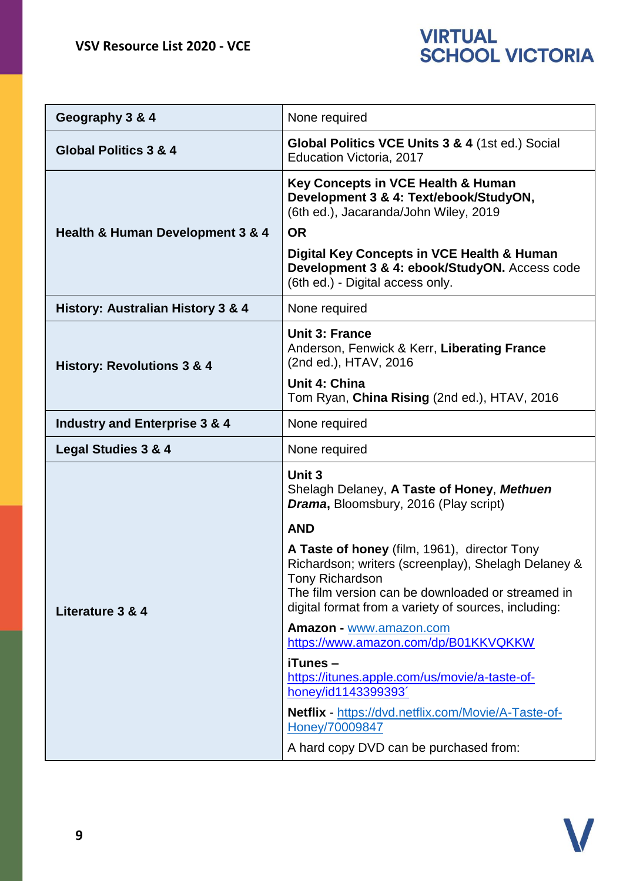| | |
|---|---|
| **Geography 3 & 4** | None required |
| **Global Politics 3 & 4** | **Global Politics VCE Units 3 & 4** (1st ed.) Social Education Victoria, 2017 |
| **Health & Human Development 3 & 4** | **Key Concepts in VCE Health & Human Development 3 & 4: Text/ebook/StudyON,** (6th ed.), Jacaranda/John Wiley, 2019<br>**OR**<br>**Digital Key Concepts in VCE Health & Human Development 3 & 4: ebook/StudyON.** Access code (6th ed.) - Digital access only. |
| **History: Australian History 3 & 4** | None required |
| **History: Revolutions 3 & 4** | **Unit 3: France**<br>Anderson, Fenwick & Kerr, **Liberating France** (2nd ed.), HTAV, 2016<br>**Unit 4: China**<br>Tom Ryan, **China Rising** (2nd ed.), HTAV, 2016 |
| **Industry and Enterprise 3 & 4** | None required |
| **Legal Studies 3 & 4** | None required |
| **Literature 3 & 4** | **Unit 3**<br>Shelagh Delaney, **A Taste of Honey**, ***Methuen Drama*,** Bloomsbury, 2016 (Play script)<br>**AND**<br>**A Taste of honey** (film, 1961), director Tony Richardson; writers (screenplay), Shelagh Delaney & Tony Richardson<br>The film version can be downloaded or streamed in digital format from a variety of sources, including:<br>**Amazon -** www.amazon.com<br>https://www.amazon.com/dp/B01KKVQKKW<br>**iTunes –**<br>https://itunes.apple.com/us/movie/a-taste-of-honey/id1143399393´<br>**Netflix** - https://dvd.netflix.com/Movie/A-Taste-of-Honey/70009847<br>A hard copy DVD can be purchased from: |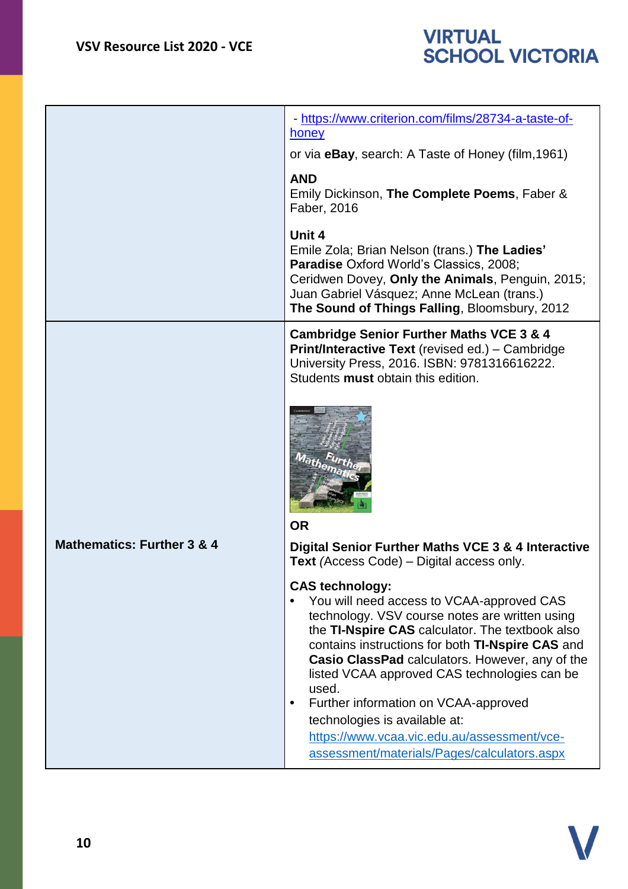| | |
|---|---|
| | - https://www.criterion.com/films/28734-a-taste-of-honey<br><br>or via **eBay**, search: A Taste of Honey (film,1961)<br><br>**AND**<br>Emily Dickinson, **The Complete Poems**, Faber & Faber, 2016<br><br>**Unit 4**<br>Emile Zola; Brian Nelson (trans.) **The Ladies' Paradise** Oxford World's Classics, 2008;<br>Ceridwen Dovey, **Only the Animals**, Penguin, 2015;<br>Juan Gabriel Vásquez; Anne McLean (trans.)<br>**The Sound of Things Falling**, Bloomsbury, 2012 |
| **Mathematics: Further 3 & 4** | **Cambridge Senior Further Maths VCE 3 & 4 Print/Interactive Text** (revised ed.) – Cambridge University Press, 2016. ISBN: 9781316616222. Students **must** obtain this edition.<br><br>**OR**<br><br>**Digital Senior Further Maths VCE 3 & 4 Interactive Text** *(*Access Code) – Digital access only.<br><br>**CAS technology:**<br>• You will need access to VCAA-approved CAS technology. VSV course notes are written using the **TI-Nspire CAS** calculator. The textbook also contains instructions for both **TI-Nspire CAS** and **Casio ClassPad** calculators. However, any of the listed VCAA approved CAS technologies can be used.<br>• Further information on VCAA-approved technologies is available at: https://www.vcaa.vic.edu.au/assessment/vce-assessment/materials/Pages/calculators.aspx |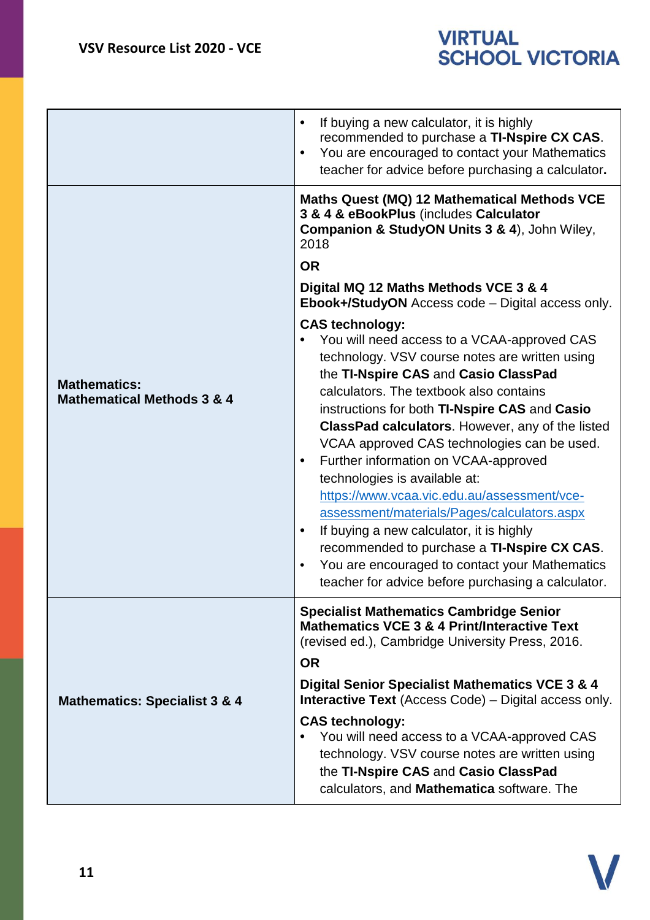| | |
|---|---|
| | • If buying a new calculator, it is highly recommended to purchase a **TI-Nspire CX CAS**.<br>• You are encouraged to contact your Mathematics teacher for advice before purchasing a calculator**.** |
| **Mathematics: Mathematical Methods 3 & 4** | **Maths Quest (MQ) 12 Mathematical Methods VCE 3 & 4 & eBookPlus** (includes **Calculator Companion & StudyON Units 3 & 4**), John Wiley, 2018<br>**OR**<br>**Digital MQ 12 Maths Methods VCE 3 & 4 Ebook+/StudyON** Access code – Digital access only.<br>**CAS technology:**<br>• You will need access to a VCAA-approved CAS technology. VSV course notes are written using the **TI-Nspire CAS** and **Casio ClassPad** calculators. The textbook also contains instructions for both **TI-Nspire CAS** and **Casio ClassPad calculators**. However, any of the listed VCAA approved CAS technologies can be used.<br>• Further information on VCAA-approved technologies is available at: https://www.vcaa.vic.edu.au/assessment/vce-assessment/materials/Pages/calculators.aspx<br>• If buying a new calculator, it is highly recommended to purchase a **TI-Nspire CX CAS**.<br>• You are encouraged to contact your Mathematics teacher for advice before purchasing a calculator. |
| **Mathematics: Specialist 3 & 4** | **Specialist Mathematics Cambridge Senior Mathematics VCE 3 & 4 Print/Interactive Text** (revised ed.), Cambridge University Press, 2016.<br>**OR**<br>**Digital Senior Specialist Mathematics VCE 3 & 4 Interactive Text** (Access Code) – Digital access only.<br>**CAS technology:**<br>• You will need access to a VCAA-approved CAS technology. VSV course notes are written using the **TI-Nspire CAS** and **Casio ClassPad** calculators, and **Mathematica** software. The |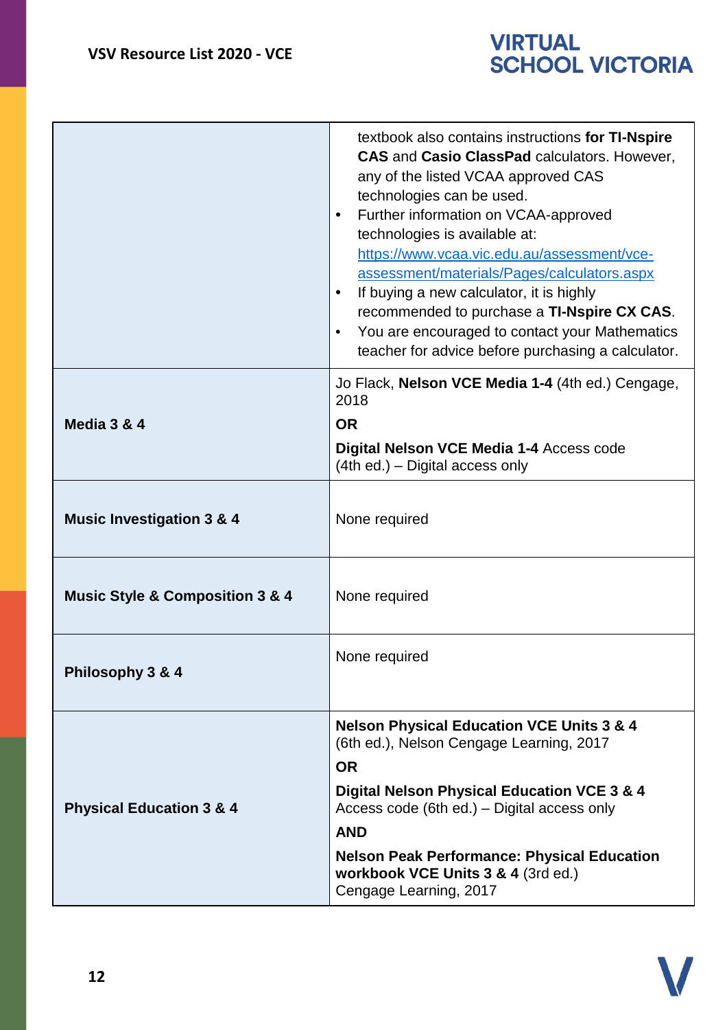| | |
|---|---|
| | textbook also contains instructions **for TI-Nspire CAS** and **Casio ClassPad** calculators. However, any of the listed VCAA approved CAS technologies can be used.<br>• Further information on VCAA-approved technologies is available at: https://www.vcaa.vic.edu.au/assessment/vce-assessment/materials/Pages/calculators.aspx<br>• If buying a new calculator, it is highly recommended to purchase a **TI-Nspire CX CAS**.<br>• You are encouraged to contact your Mathematics teacher for advice before purchasing a calculator. |
| **Media 3 & 4** | Jo Flack, **Nelson VCE Media 1-4** (4th ed.) Cengage, 2018<br>**OR**<br>**Digital Nelson VCE Media 1-4** Access code (4th ed.) – Digital access only |
| **Music Investigation 3 & 4** | None required |
| **Music Style & Composition 3 & 4** | None required |
| **Philosophy 3 & 4** | None required |
| **Physical Education 3 & 4** | **Nelson Physical Education VCE Units 3 & 4** (6th ed.), Nelson Cengage Learning, 2017<br>**OR**<br>**Digital Nelson Physical Education VCE 3 & 4** Access code (6th ed.) – Digital access only<br>**AND**<br>**Nelson Peak Performance: Physical Education workbook VCE Units 3 & 4** (3rd ed.) Cengage Learning, 2017 |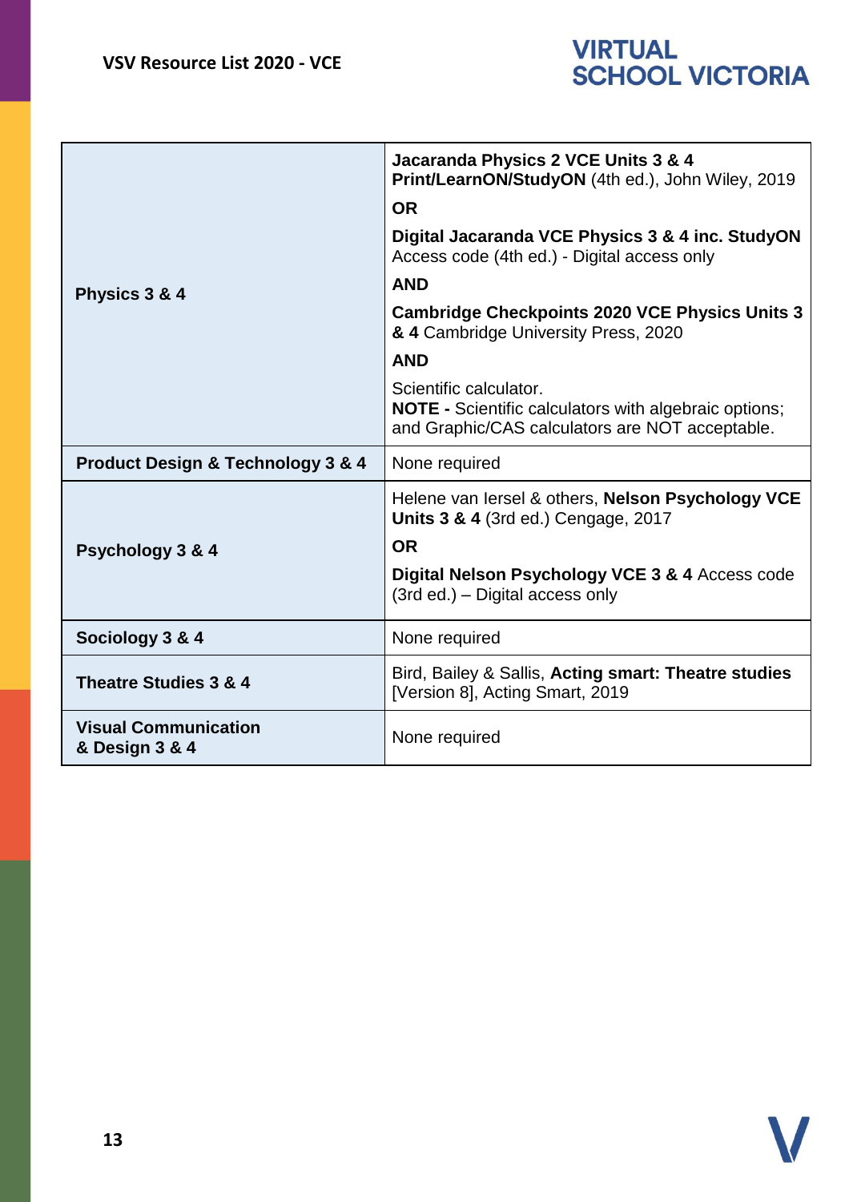| | |
|---|---|
| **Physics 3 & 4** | **Jacaranda Physics 2 VCE Units 3 & 4 Print/LearnON/StudyON** (4th ed.), John Wiley, 2019<br>**OR**<br>**Digital Jacaranda VCE Physics 3 & 4 inc. StudyON** Access code (4th ed.) - Digital access only<br>**AND**<br>**Cambridge Checkpoints 2020 VCE Physics Units 3 & 4** Cambridge University Press, 2020<br>**AND**<br>Scientific calculator.<br>**NOTE -** Scientific calculators with algebraic options; and Graphic/CAS calculators are NOT acceptable. |
| **Product Design & Technology 3 & 4** | None required |
| **Psychology 3 & 4** | Helene van Iersel & others, **Nelson Psychology VCE Units 3 & 4** (3rd ed.) Cengage, 2017<br>**OR**<br>**Digital Nelson Psychology VCE 3 & 4** Access code (3rd ed.) – Digital access only |
| **Sociology 3 & 4** | None required |
| **Theatre Studies 3 & 4** | Bird, Bailey & Sallis, **Acting smart: Theatre studies** [Version 8], Acting Smart, 2019 |
| **Visual Communication & Design 3 & 4** | None required |